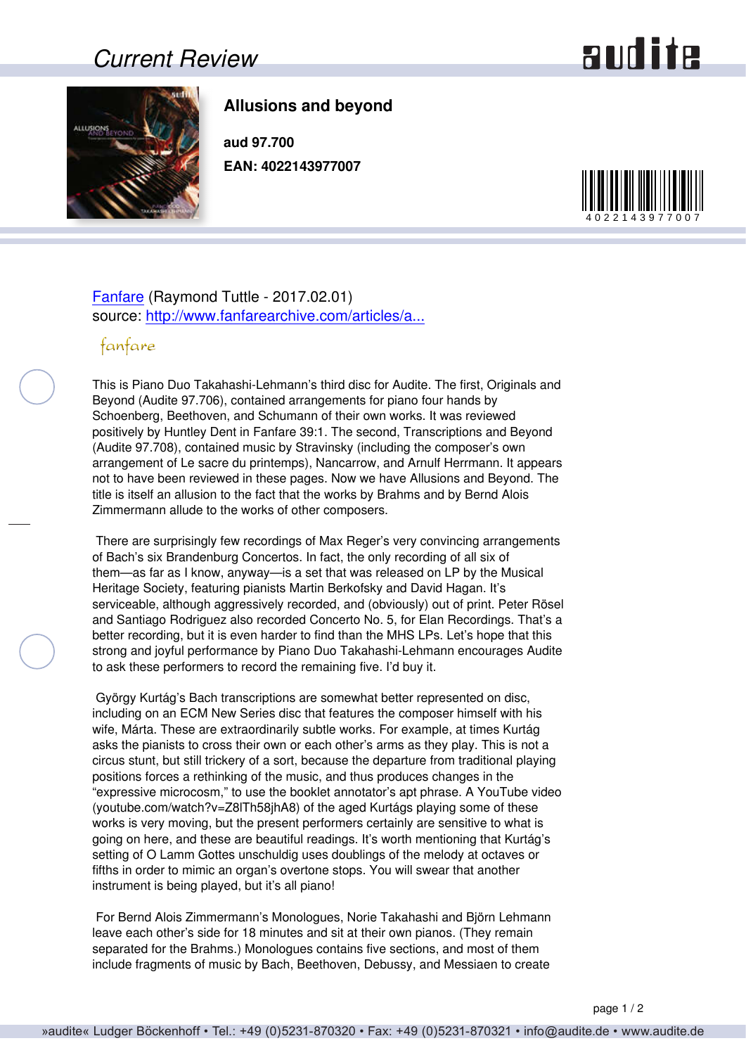# Allusions and beyond

**aud 97.700**

**EAN: 4022143977007**

Fanfare (Raymond Tuttle - 2017.02.01)
source: http://www.fanfarearchive.com/articles/a...

fanfare

This is Piano Duo Takahashi-Lehmann's third disc for Audite. The first, Originals and Beyond (Audite 97.706), contained arrangements for piano four hands by Schoenberg, Beethoven, and Schumann of their own works. It was reviewed positively by Huntley Dent in Fanfare 39:1. The second, Transcriptions and Beyond (Audite 97.708), contained music by Stravinsky (including the composer's own arrangement of Le sacre du printemps), Nancarrow, and Arnulf Herrmann. It appears not to have been reviewed in these pages. Now we have Allusions and Beyond. The title is itself an allusion to the fact that the works by Brahms and by Bernd Alois Zimmermann allude to the works of other composers.

There are surprisingly few recordings of Max Reger's very convincing arrangements of Bach's six Brandenburg Concertos. In fact, the only recording of all six of them—as far as I know, anyway—is a set that was released on LP by the Musical Heritage Society, featuring pianists Martin Berkofsky and David Hagan. It's serviceable, although aggressively recorded, and (obviously) out of print. Peter Rösel and Santiago Rodriguez also recorded Concerto No. 5, for Elan Recordings. That's a better recording, but it is even harder to find than the MHS LPs. Let's hope that this strong and joyful performance by Piano Duo Takahashi-Lehmann encourages Audite to ask these performers to record the remaining five. I'd buy it.

György Kurtág's Bach transcriptions are somewhat better represented on disc, including on an ECM New Series disc that features the composer himself with his wife, Márta. These are extraordinarily subtle works. For example, at times Kurtág asks the pianists to cross their own or each other's arms as they play. This is not a circus stunt, but still trickery of a sort, because the departure from traditional playing positions forces a rethinking of the music, and thus produces changes in the "expressive microcosm," to use the booklet annotator's apt phrase. A YouTube video (youtube.com/watch?v=Z8lTh58jhA8) of the aged Kurtágs playing some of these works is very moving, but the present performers certainly are sensitive to what is going on here, and these are beautiful readings. It's worth mentioning that Kurtág's setting of O Lamm Gottes unschuldig uses doublings of the melody at octaves or fifths in order to mimic an organ's overtone stops. You will swear that another instrument is being played, but it's all piano!

For Bernd Alois Zimmermann's Monologues, Norie Takahashi and Björn Lehmann leave each other's side for 18 minutes and sit at their own pianos. (They remain separated for the Brahms.) Monologues contains five sections, and most of them include fragments of music by Bach, Beethoven, Debussy, and Messiaen to create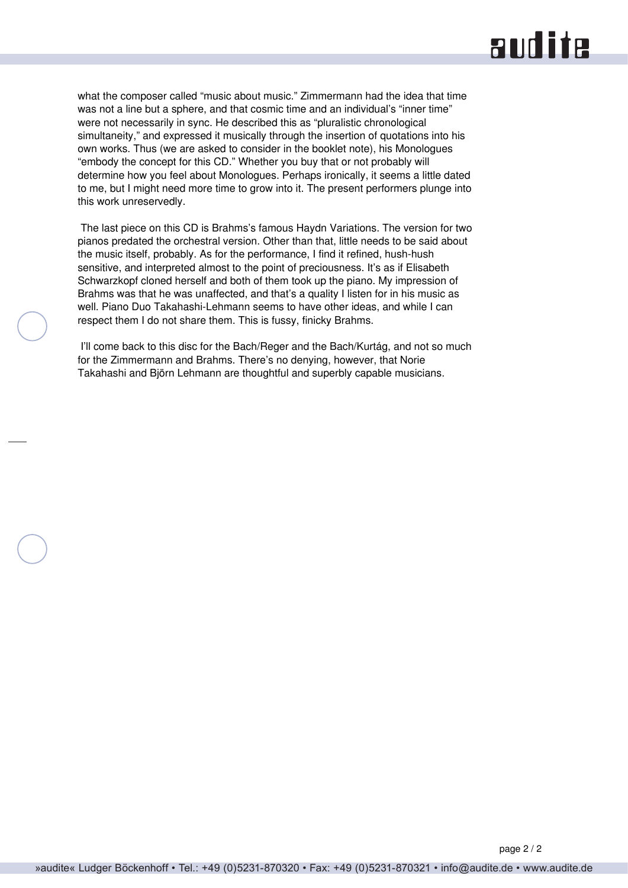what the composer called “music about music.” Zimmermann had the idea that time was not a line but a sphere, and that cosmic time and an individual’s “inner time” were not necessarily in sync. He described this as “pluralistic chronological simultaneity,” and expressed it musically through the insertion of quotations into his own works. Thus (we are asked to consider in the booklet note), his Monologues “embody the concept for this CD.” Whether you buy that or not probably will determine how you feel about Monologues. Perhaps ironically, it seems a little dated to me, but I might need more time to grow into it. The present performers plunge into this work unreservedly.

The last piece on this CD is Brahms’s famous Haydn Variations. The version for two pianos predated the orchestral version. Other than that, little needs to be said about the music itself, probably. As for the performance, I find it refined, hush-hush sensitive, and interpreted almost to the point of preciousness. It’s as if Elisabeth Schwarzkopf cloned herself and both of them took up the piano. My impression of Brahms was that he was unaffected, and that’s a quality I listen for in his music as well. Piano Duo Takahashi-Lehmann seems to have other ideas, and while I can respect them I do not share them. This is fussy, finicky Brahms.

I’ll come back to this disc for the Bach/Reger and the Bach/Kurtág, and not so much for the Zimmermann and Brahms. There’s no denying, however, that Norie Takahashi and Björn Lehmann are thoughtful and superbly capable musicians.